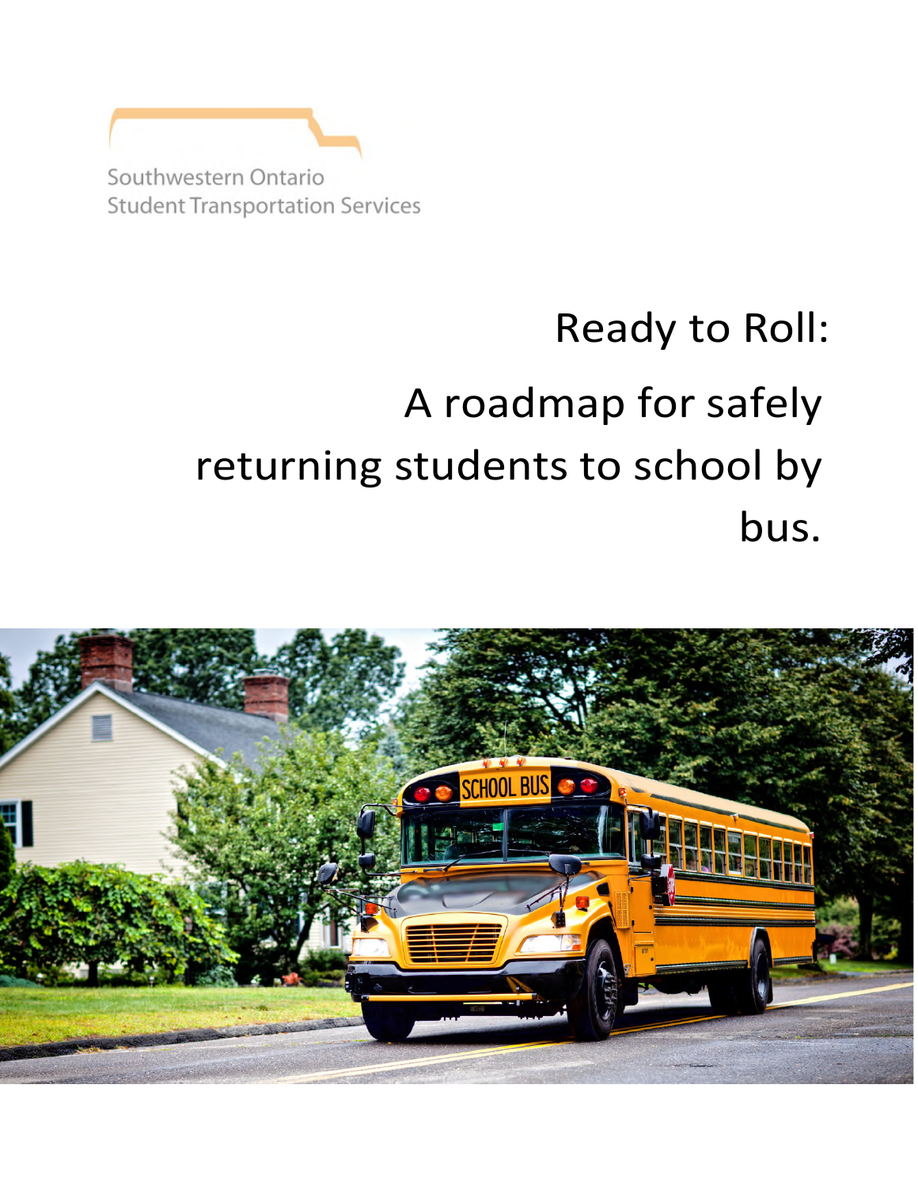Southwestern Ontario
Student Transportation Services

# Ready to Roll: A roadmap for safely returning students to school by bus.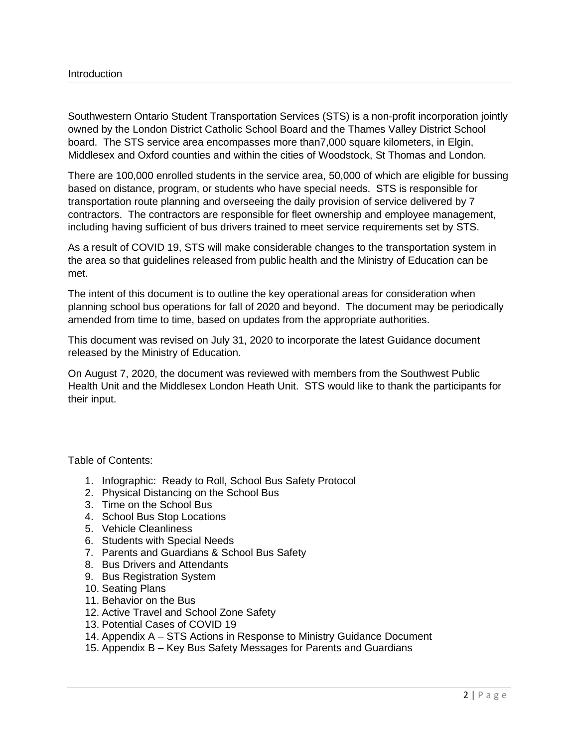## Introduction

Southwestern Ontario Student Transportation Services (STS) is a non-profit incorporation jointly owned by the London District Catholic School Board and the Thames Valley District School board. The STS service area encompasses more than7,000 square kilometers, in Elgin, Middlesex and Oxford counties and within the cities of Woodstock, St Thomas and London.

There are 100,000 enrolled students in the service area, 50,000 of which are eligible for bussing based on distance, program, or students who have special needs. STS is responsible for transportation route planning and overseeing the daily provision of service delivered by 7 contractors. The contractors are responsible for fleet ownership and employee management, including having sufficient of bus drivers trained to meet service requirements set by STS.

As a result of COVID 19, STS will make considerable changes to the transportation system in the area so that guidelines released from public health and the Ministry of Education can be met.

The intent of this document is to outline the key operational areas for consideration when planning school bus operations for fall of 2020 and beyond. The document may be periodically amended from time to time, based on updates from the appropriate authorities.

This document was revised on July 31, 2020 to incorporate the latest Guidance document released by the Ministry of Education.

On August 7, 2020, the document was reviewed with members from the Southwest Public Health Unit and the Middlesex London Heath Unit. STS would like to thank the participants for their input.

Table of Contents:

1. Infographic: Ready to Roll, School Bus Safety Protocol
2. Physical Distancing on the School Bus
3. Time on the School Bus
4. School Bus Stop Locations
5. Vehicle Cleanliness
6. Students with Special Needs
7. Parents and Guardians & School Bus Safety
8. Bus Drivers and Attendants
9. Bus Registration System
10. Seating Plans
11. Behavior on the Bus
12. Active Travel and School Zone Safety
13. Potential Cases of COVID 19
14. Appendix A – STS Actions in Response to Ministry Guidance Document
15. Appendix B – Key Bus Safety Messages for Parents and Guardians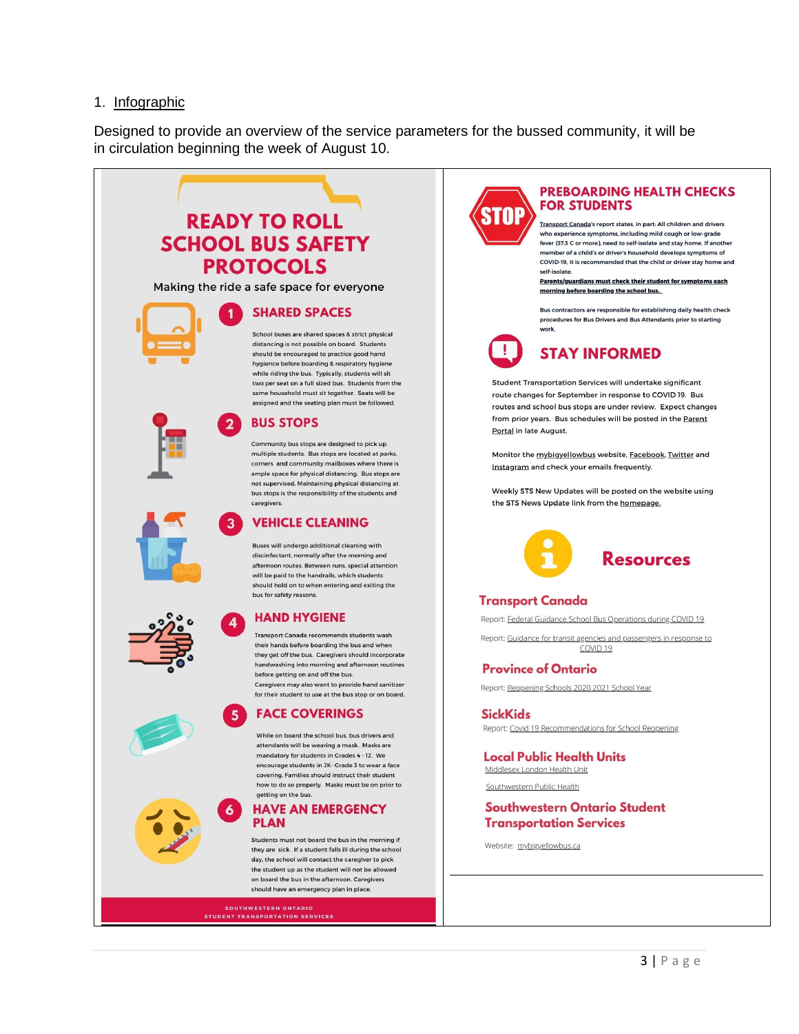1. Infographic

Designed to provide an overview of the service parameters for the bussed community, it will be in circulation beginning the week of August 10.

# READY TO ROLL SCHOOL BUS SAFETY PROTOCOLS

Making the ride a safe space for everyone

## 1 SHARED SPACES

School buses are shared spaces & strict physical distancing is not possible on board. Students should be encouraged to practice good hand hygiene before boarding & respiratory hygiene while riding the bus. Typically, students will sit two per seat on a full sized bus. Students from the same household must sit together. Seats will be assigned and the seating plan must be followed.

## 2 BUS STOPS

Community bus stops are designed to pick up multiple students. Bus stops are located at parks, corners and community mailboxes where there is ample space for physical distancing. Bus stops are not supervised. Maintaining physical distancing at bus stops is the responsibility of the students and caregivers.

## 3 VEHICLE CLEANING

Buses will undergo additional cleaning with discinfectant, normally after the morning and afternoon routes. Between runs, special attention will be paid to the handrails, which students should hold on to when entering and exiting the bus for safety reasons.

## 4 HAND HYGIENE

Transport Canada recommends students wash their hands before boarding the bus and when they get off the bus. Caregivers should incorporate handwashing into morning and afternoon routines before getting on and off the bus.
Caregivers may also want to provide hand sanitizer for their student to use at the bus stop or on board.

## 5 FACE COVERINGS

While on board the school bus, bus drivers and attendants will be wearing a mask. Masks are mandatory for students in Grades 4 - 12. We encourage students in JK- Grade 3 to wear a face covering. Families should instruct their student how to do so properly. Masks must be on prior to getting on the bus.

## 6 HAVE AN EMERGENCY PLAN

Students must not board the bus in the morning if they are sick. If a student falls ill during the school day, the school will contact the caregiver to pick the student up as the student will not be allowed on board the bus in the afternoon. Caregivers should have an emergency plan in place.

SOUTHWESTERN ONTARIO STUDENT TRANSPORTATION SERVICES

## PREBOARDING HEALTH CHECKS FOR STUDENTS

Transport Canada's report states, in part: All children and drivers who experience symptoms, including mild cough or low-grade fever (37.3 C or more), need to self-isolate and stay home. If another member of a child's or driver's household develops symptoms of COVID-19, it is recommended that the child or driver stay home and self-isolate.
**Parents/guardians must check their student for symptoms each morning before boarding the school bus.**

Bus contractors are responsible for establishing daily health check procedures for Bus Drivers and Bus Attendants prior to starting work.

## STAY INFORMED

Student Transportation Services will undertake significant route changes for September in response to COVID 19. Bus routes and school bus stops are under review. Expect changes from prior years. Bus schedules will be posted in the Parent Portal in late August.

Monitor the mybigyellowbus website, Facebook, Twitter and Instagram and check your emails frequently.

Weekly STS New Updates will be posted on the website using the STS News Update link from the homepage.

## Resources

### Transport Canada

Report: Federal Guidance School Bus Operations during COVID 19

Report: Guidance for transit agencies and passengers in response to COVID 19

### Province of Ontario

Report: Reopening Schools 2020 2021 School Year

### SickKids

Report: Covid 19 Recommendations for School Reopening

### Local Public Health Units

Middlesex London Health Unit

Southwestern Public Health

### Southwestern Ontario Student Transportation Services

Website: mybigyellowbus.ca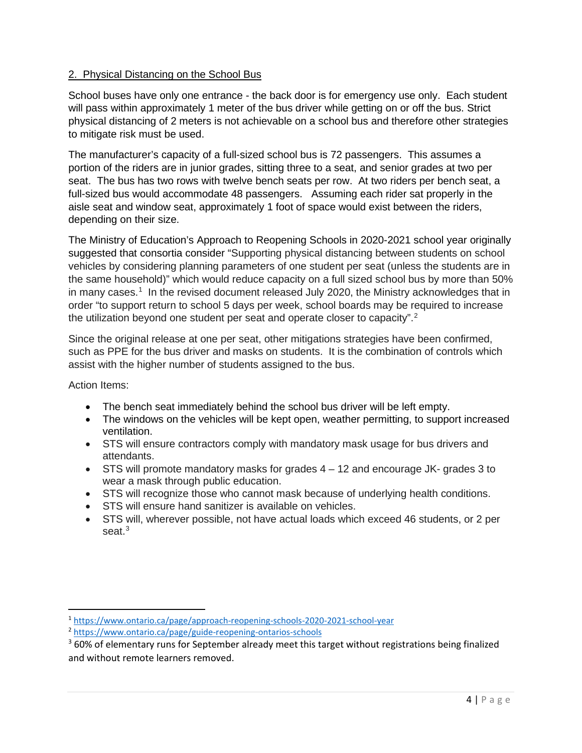## 2. Physical Distancing on the School Bus

School buses have only one entrance - the back door is for emergency use only. Each student will pass within approximately 1 meter of the bus driver while getting on or off the bus. Strict physical distancing of 2 meters is not achievable on a school bus and therefore other strategies to mitigate risk must be used.

The manufacturer's capacity of a full-sized school bus is 72 passengers. This assumes a portion of the riders are in junior grades, sitting three to a seat, and senior grades at two per seat. The bus has two rows with twelve bench seats per row. At two riders per bench seat, a full-sized bus would accommodate 48 passengers. Assuming each rider sat properly in the aisle seat and window seat, approximately 1 foot of space would exist between the riders, depending on their size.

The Ministry of Education's Approach to Reopening Schools in 2020-2021 school year originally suggested that consortia consider "Supporting physical distancing between students on school vehicles by considering planning parameters of one student per seat (unless the students are in the same household)" which would reduce capacity on a full sized school bus by more than 50% in many cases.[1] In the revised document released July 2020, the Ministry acknowledges that in order "to support return to school 5 days per week, school boards may be required to increase the utilization beyond one student per seat and operate closer to capacity".[2]

Since the original release at one per seat, other mitigations strategies have been confirmed, such as PPE for the bus driver and masks on students. It is the combination of controls which assist with the higher number of students assigned to the bus.

Action Items:

- The bench seat immediately behind the school bus driver will be left empty.
- The windows on the vehicles will be kept open, weather permitting, to support increased ventilation.
- STS will ensure contractors comply with mandatory mask usage for bus drivers and attendants.
- STS will promote mandatory masks for grades 4 – 12 and encourage JK- grades 3 to wear a mask through public education.
- STS will recognize those who cannot mask because of underlying health conditions.
- STS will ensure hand sanitizer is available on vehicles.
- STS will, wherever possible, not have actual loads which exceed 46 students, or 2 per seat.[3]

---

[1] https://www.ontario.ca/page/approach-reopening-schools-2020-2021-school-year

[2] https://www.ontario.ca/page/guide-reopening-ontarios-schools

[3] 60% of elementary runs for September already meet this target without registrations being finalized and without remote learners removed.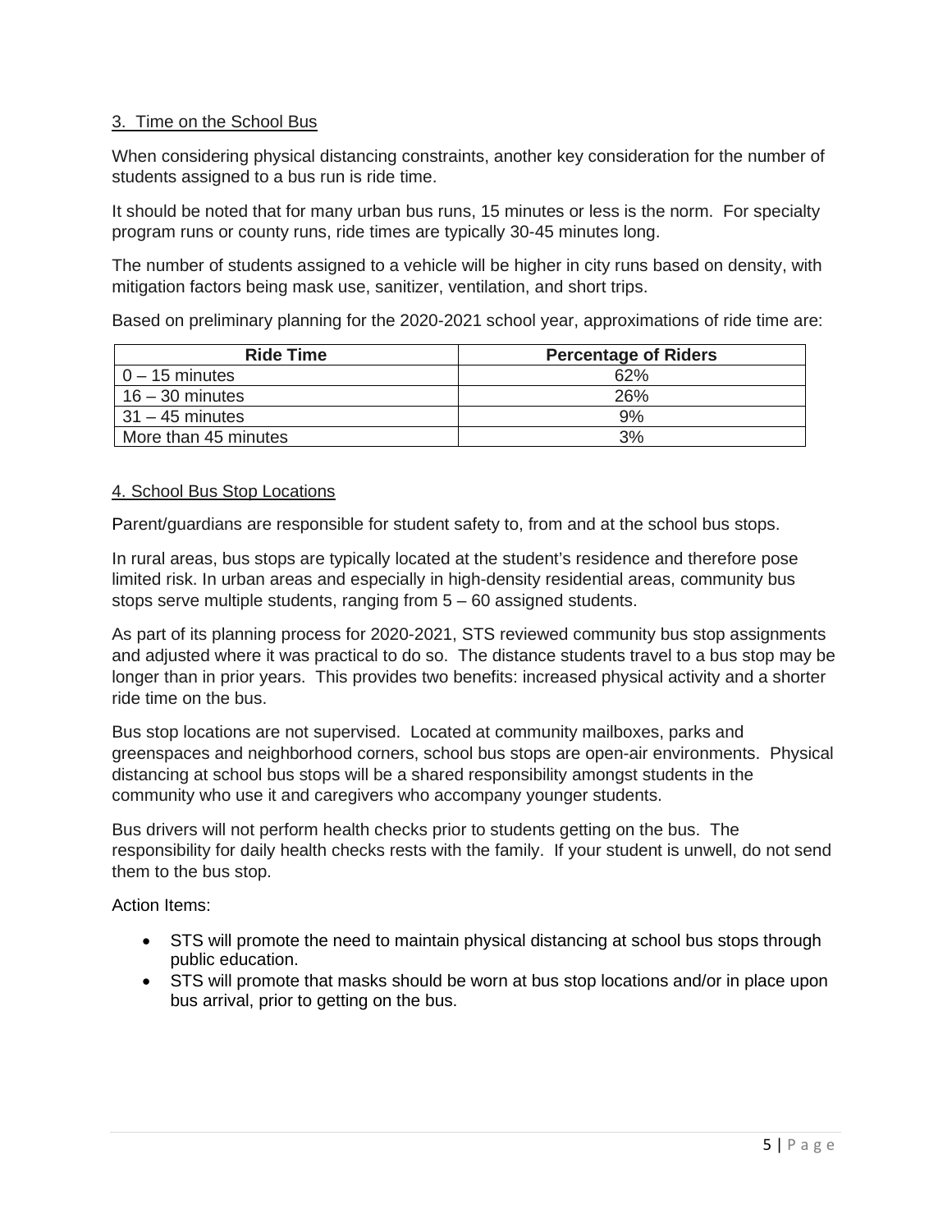### 3. Time on the School Bus

When considering physical distancing constraints, another key consideration for the number of students assigned to a bus run is ride time.

It should be noted that for many urban bus runs, 15 minutes or less is the norm. For specialty program runs or county runs, ride times are typically 30-45 minutes long.

The number of students assigned to a vehicle will be higher in city runs based on density, with mitigation factors being mask use, sanitizer, ventilation, and short trips.

Based on preliminary planning for the 2020-2021 school year, approximations of ride time are:

| Ride Time | Percentage of Riders |
| --- | --- |
| 0 – 15 minutes | 62% |
| 16 – 30 minutes | 26% |
| 31 – 45 minutes | 9% |
| More than 45 minutes | 3% |

### 4. School Bus Stop Locations

Parent/guardians are responsible for student safety to, from and at the school bus stops.

In rural areas, bus stops are typically located at the student's residence and therefore pose limited risk. In urban areas and especially in high-density residential areas, community bus stops serve multiple students, ranging from 5 – 60 assigned students.

As part of its planning process for 2020-2021, STS reviewed community bus stop assignments and adjusted where it was practical to do so. The distance students travel to a bus stop may be longer than in prior years. This provides two benefits: increased physical activity and a shorter ride time on the bus.

Bus stop locations are not supervised. Located at community mailboxes, parks and greenspaces and neighborhood corners, school bus stops are open-air environments. Physical distancing at school bus stops will be a shared responsibility amongst students in the community who use it and caregivers who accompany younger students.

Bus drivers will not perform health checks prior to students getting on the bus. The responsibility for daily health checks rests with the family. If your student is unwell, do not send them to the bus stop.

Action Items:

- STS will promote the need to maintain physical distancing at school bus stops through public education.
- STS will promote that masks should be worn at bus stop locations and/or in place upon bus arrival, prior to getting on the bus.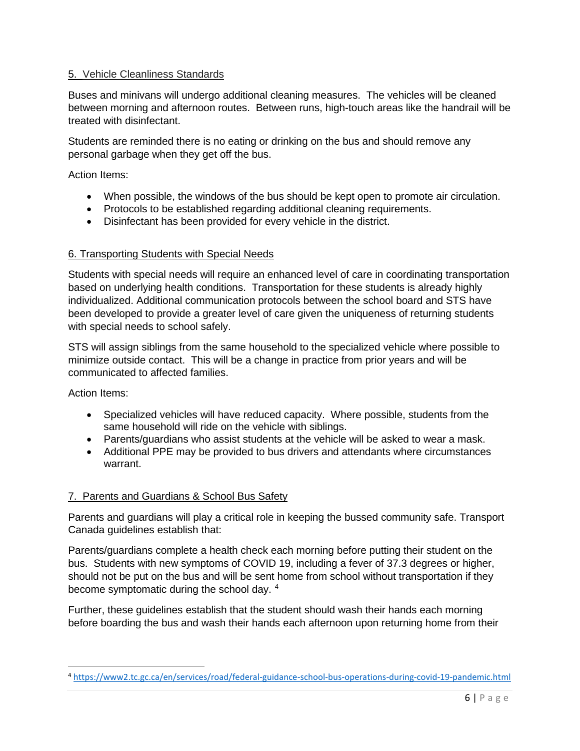## 5. Vehicle Cleanliness Standards

Buses and minivans will undergo additional cleaning measures. The vehicles will be cleaned between morning and afternoon routes. Between runs, high-touch areas like the handrail will be treated with disinfectant.

Students are reminded there is no eating or drinking on the bus and should remove any personal garbage when they get off the bus.

Action Items:

- When possible, the windows of the bus should be kept open to promote air circulation.
- Protocols to be established regarding additional cleaning requirements.
- Disinfectant has been provided for every vehicle in the district.

## 6. Transporting Students with Special Needs

Students with special needs will require an enhanced level of care in coordinating transportation based on underlying health conditions. Transportation for these students is already highly individualized. Additional communication protocols between the school board and STS have been developed to provide a greater level of care given the uniqueness of returning students with special needs to school safely.

STS will assign siblings from the same household to the specialized vehicle where possible to minimize outside contact. This will be a change in practice from prior years and will be communicated to affected families.

Action Items:

- Specialized vehicles will have reduced capacity. Where possible, students from the same household will ride on the vehicle with siblings.
- Parents/guardians who assist students at the vehicle will be asked to wear a mask.
- Additional PPE may be provided to bus drivers and attendants where circumstances warrant.

## 7. Parents and Guardians & School Bus Safety

Parents and guardians will play a critical role in keeping the bussed community safe. Transport Canada guidelines establish that:

Parents/guardians complete a health check each morning before putting their student on the bus. Students with new symptoms of COVID 19, including a fever of 37.3 degrees or higher, should not be put on the bus and will be sent home from school without transportation if they become symptomatic during the school day. [4]

Further, these guidelines establish that the student should wash their hands each morning before boarding the bus and wash their hands each afternoon upon returning home from their

---

[4] https://www2.tc.gc.ca/en/services/road/federal-guidance-school-bus-operations-during-covid-19-pandemic.html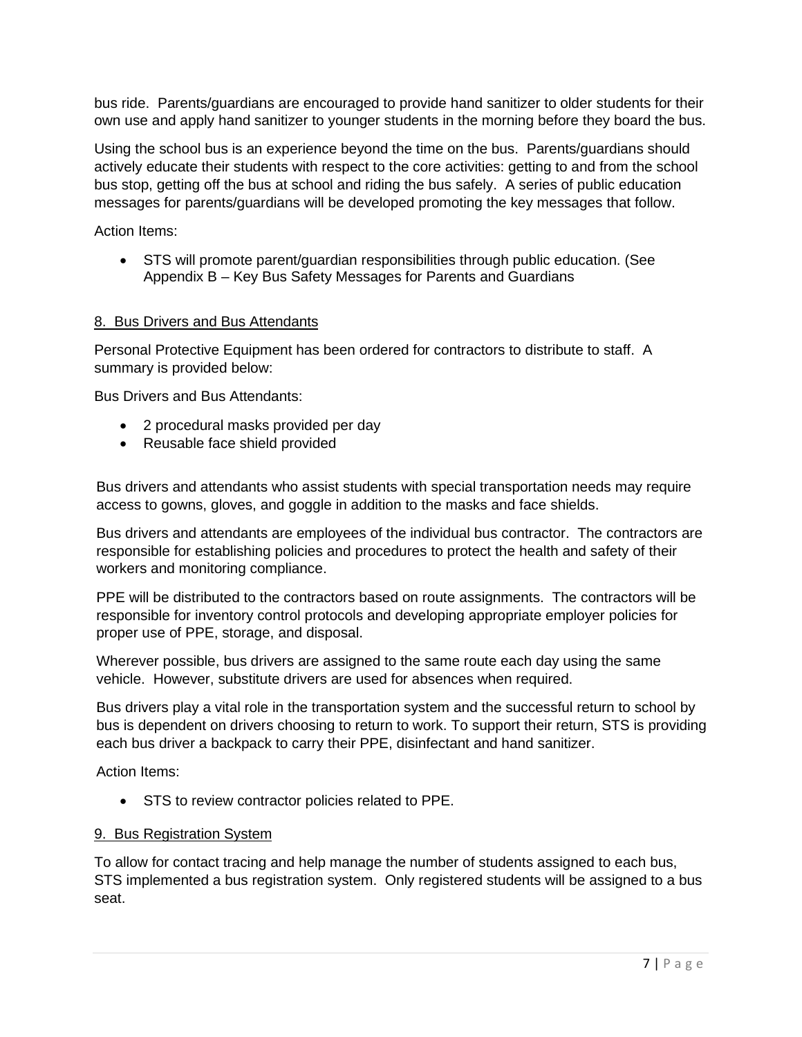bus ride. Parents/guardians are encouraged to provide hand sanitizer to older students for their own use and apply hand sanitizer to younger students in the morning before they board the bus.

Using the school bus is an experience beyond the time on the bus. Parents/guardians should actively educate their students with respect to the core activities: getting to and from the school bus stop, getting off the bus at school and riding the bus safely. A series of public education messages for parents/guardians will be developed promoting the key messages that follow.

Action Items:

- STS will promote parent/guardian responsibilities through public education. (See Appendix B – Key Bus Safety Messages for Parents and Guardians

## 8. Bus Drivers and Bus Attendants

Personal Protective Equipment has been ordered for contractors to distribute to staff. A summary is provided below:

Bus Drivers and Bus Attendants:

- 2 procedural masks provided per day
- Reusable face shield provided

Bus drivers and attendants who assist students with special transportation needs may require access to gowns, gloves, and goggle in addition to the masks and face shields.

Bus drivers and attendants are employees of the individual bus contractor. The contractors are responsible for establishing policies and procedures to protect the health and safety of their workers and monitoring compliance.

PPE will be distributed to the contractors based on route assignments. The contractors will be responsible for inventory control protocols and developing appropriate employer policies for proper use of PPE, storage, and disposal.

Wherever possible, bus drivers are assigned to the same route each day using the same vehicle. However, substitute drivers are used for absences when required.

Bus drivers play a vital role in the transportation system and the successful return to school by bus is dependent on drivers choosing to return to work. To support their return, STS is providing each bus driver a backpack to carry their PPE, disinfectant and hand sanitizer.

Action Items:

- STS to review contractor policies related to PPE.

## 9. Bus Registration System

To allow for contact tracing and help manage the number of students assigned to each bus, STS implemented a bus registration system. Only registered students will be assigned to a bus seat.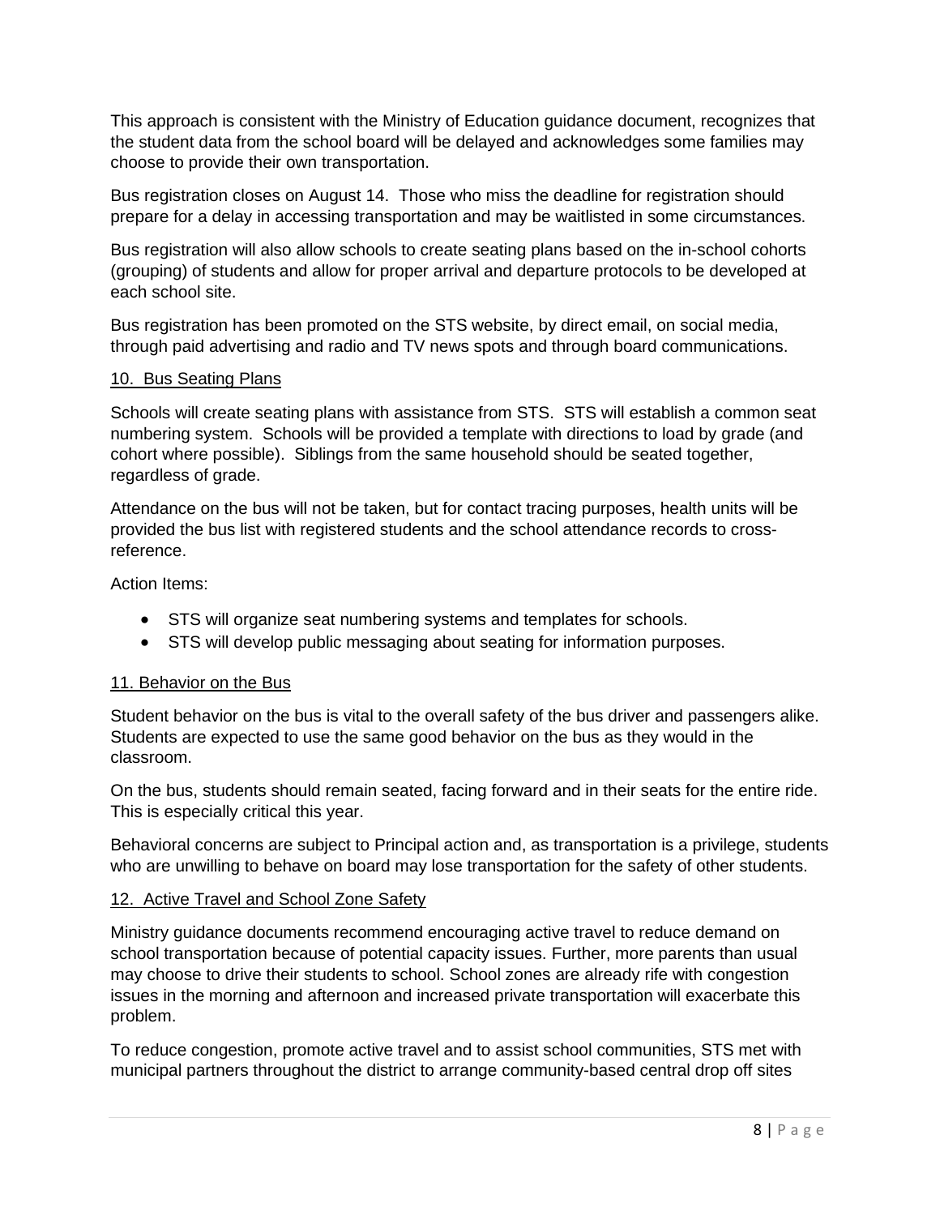This approach is consistent with the Ministry of Education guidance document, recognizes that the student data from the school board will be delayed and acknowledges some families may choose to provide their own transportation.

Bus registration closes on August 14. Those who miss the deadline for registration should prepare for a delay in accessing transportation and may be waitlisted in some circumstances.

Bus registration will also allow schools to create seating plans based on the in-school cohorts (grouping) of students and allow for proper arrival and departure protocols to be developed at each school site.

Bus registration has been promoted on the STS website, by direct email, on social media, through paid advertising and radio and TV news spots and through board communications.

## 10. Bus Seating Plans

Schools will create seating plans with assistance from STS. STS will establish a common seat numbering system. Schools will be provided a template with directions to load by grade (and cohort where possible). Siblings from the same household should be seated together, regardless of grade.

Attendance on the bus will not be taken, but for contact tracing purposes, health units will be provided the bus list with registered students and the school attendance records to cross-reference.

Action Items:

- STS will organize seat numbering systems and templates for schools.
- STS will develop public messaging about seating for information purposes.

## 11. Behavior on the Bus

Student behavior on the bus is vital to the overall safety of the bus driver and passengers alike. Students are expected to use the same good behavior on the bus as they would in the classroom.

On the bus, students should remain seated, facing forward and in their seats for the entire ride. This is especially critical this year.

Behavioral concerns are subject to Principal action and, as transportation is a privilege, students who are unwilling to behave on board may lose transportation for the safety of other students.

## 12. Active Travel and School Zone Safety

Ministry guidance documents recommend encouraging active travel to reduce demand on school transportation because of potential capacity issues. Further, more parents than usual may choose to drive their students to school. School zones are already rife with congestion issues in the morning and afternoon and increased private transportation will exacerbate this problem.

To reduce congestion, promote active travel and to assist school communities, STS met with municipal partners throughout the district to arrange community-based central drop off sites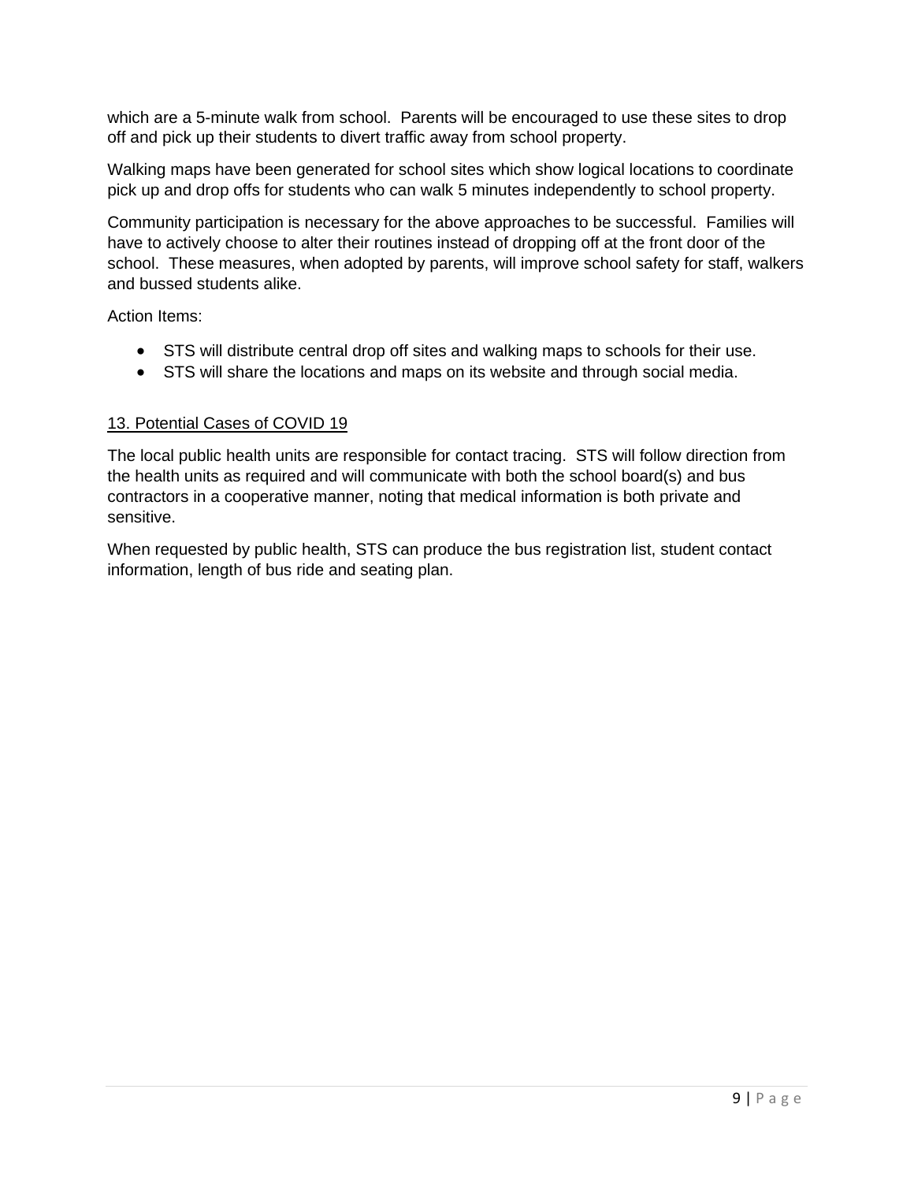which are a 5-minute walk from school. Parents will be encouraged to use these sites to drop off and pick up their students to divert traffic away from school property.

Walking maps have been generated for school sites which show logical locations to coordinate pick up and drop offs for students who can walk 5 minutes independently to school property.

Community participation is necessary for the above approaches to be successful. Families will have to actively choose to alter their routines instead of dropping off at the front door of the school. These measures, when adopted by parents, will improve school safety for staff, walkers and bussed students alike.

Action Items:

- STS will distribute central drop off sites and walking maps to schools for their use.
- STS will share the locations and maps on its website and through social media.

## 13. Potential Cases of COVID 19

The local public health units are responsible for contact tracing. STS will follow direction from the health units as required and will communicate with both the school board(s) and bus contractors in a cooperative manner, noting that medical information is both private and sensitive.

When requested by public health, STS can produce the bus registration list, student contact information, length of bus ride and seating plan.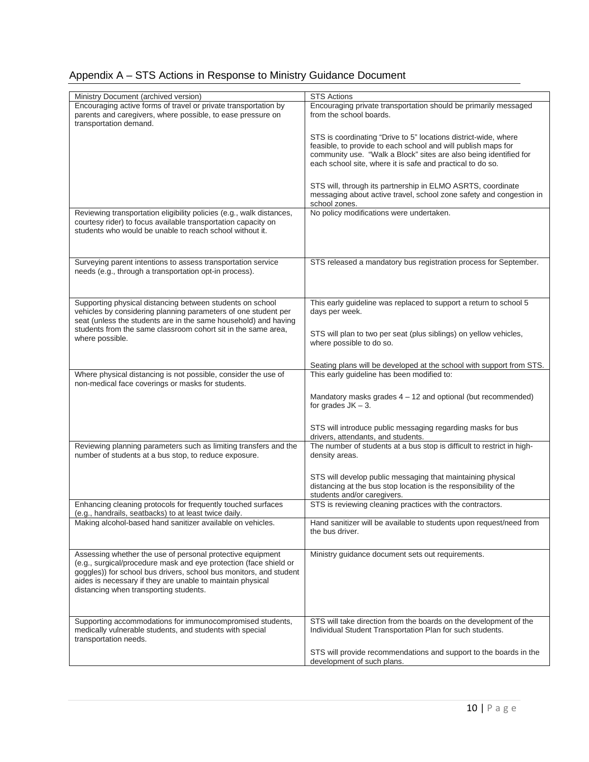## Appendix A – STS Actions in Response to Ministry Guidance Document

| Ministry Document (archived version) | STS Actions |
|---|---|
| Encouraging active forms of travel or private transportation by parents and caregivers, where possible, to ease pressure on transportation demand. | Encouraging private transportation should be primarily messaged from the school boards.<br><br>STS is coordinating "Drive to 5" locations district-wide, where feasible, to provide to each school and will publish maps for community use. "Walk a Block" sites are also being identified for each school site, where it is safe and practical to do so.<br><br>STS will, through its partnership in ELMO ASRTS, coordinate messaging about active travel, school zone safety and congestion in school zones. |
| Reviewing transportation eligibility policies (e.g., walk distances, courtesy rider) to focus available transportation capacity on students who would be unable to reach school without it. | No policy modifications were undertaken. |
| Surveying parent intentions to assess transportation service needs (e.g., through a transportation opt-in process). | STS released a mandatory bus registration process for September. |
| Supporting physical distancing between students on school vehicles by considering planning parameters of one student per seat (unless the students are in the same household) and having students from the same classroom cohort sit in the same area, where possible. | This early guideline was replaced to support a return to school 5 days per week.<br><br>STS will plan to two per seat (plus siblings) on yellow vehicles, where possible to do so.<br><br>Seating plans will be developed at the school with support from STS. |
| Where physical distancing is not possible, consider the use of non-medical face coverings or masks for students. | This early guideline has been modified to:<br><br>Mandatory masks grades 4 – 12 and optional (but recommended) for grades JK – 3.<br><br>STS will introduce public messaging regarding masks for bus drivers, attendants, and students. |
| Reviewing planning parameters such as limiting transfers and the number of students at a bus stop, to reduce exposure. | The number of students at a bus stop is difficult to restrict in high-density areas.<br><br>STS will develop public messaging that maintaining physical distancing at the bus stop location is the responsibility of the students and/or caregivers. |
| Enhancing cleaning protocols for frequently touched surfaces (e.g., handrails, seatbacks) to at least twice daily. | STS is reviewing cleaning practices with the contractors. |
| Making alcohol-based hand sanitizer available on vehicles. | Hand sanitizer will be available to students upon request/need from the bus driver. |
| Assessing whether the use of personal protective equipment (e.g., surgical/procedure mask and eye protection (face shield or goggles)) for school bus drivers, school bus monitors, and student aides is necessary if they are unable to maintain physical distancing when transporting students. | Ministry guidance document sets out requirements. |
| Supporting accommodations for immunocompromised students, medically vulnerable students, and students with special transportation needs. | STS will take direction from the boards on the development of the Individual Student Transportation Plan for such students.<br><br>STS will provide recommendations and support to the boards in the development of such plans. |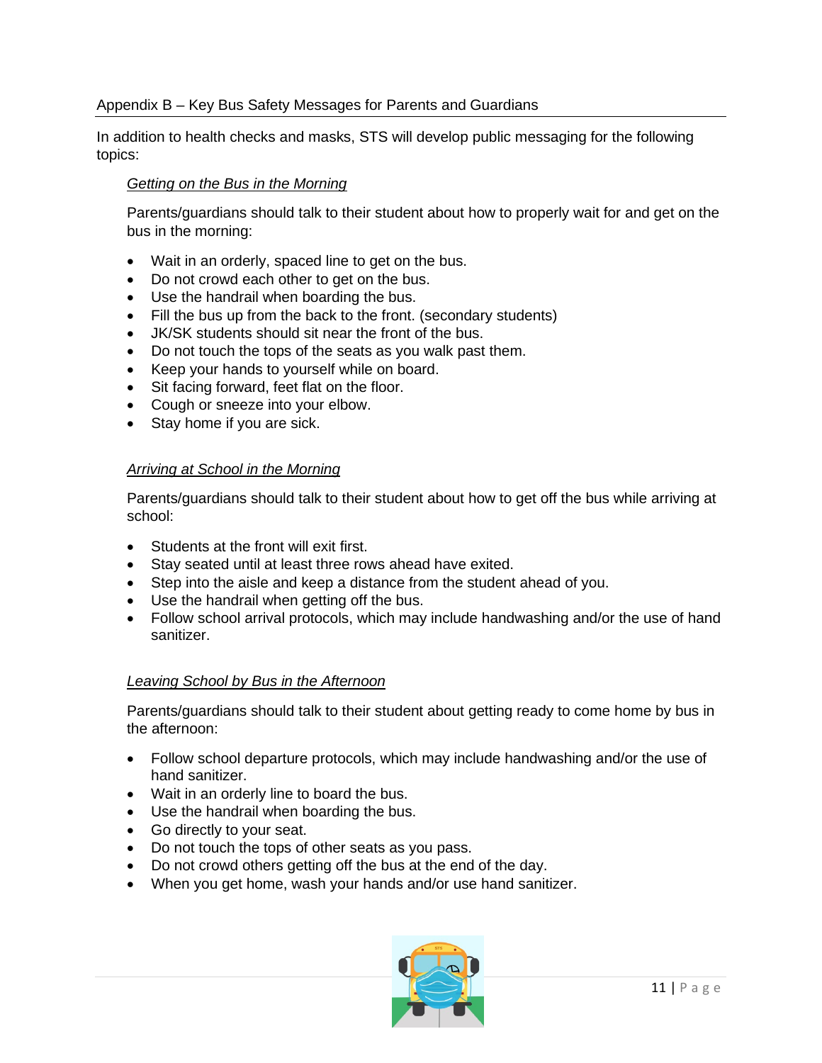## Appendix B – Key Bus Safety Messages for Parents and Guardians

In addition to health checks and masks, STS will develop public messaging for the following topics:

### *Getting on the Bus in the Morning*

Parents/guardians should talk to their student about how to properly wait for and get on the bus in the morning:

- Wait in an orderly, spaced line to get on the bus.
- Do not crowd each other to get on the bus.
- Use the handrail when boarding the bus.
- Fill the bus up from the back to the front. (secondary students)
- JK/SK students should sit near the front of the bus.
- Do not touch the tops of the seats as you walk past them.
- Keep your hands to yourself while on board.
- Sit facing forward, feet flat on the floor.
- Cough or sneeze into your elbow.
- Stay home if you are sick.

### *Arriving at School in the Morning*

Parents/guardians should talk to their student about how to get off the bus while arriving at school:

- Students at the front will exit first.
- Stay seated until at least three rows ahead have exited.
- Step into the aisle and keep a distance from the student ahead of you.
- Use the handrail when getting off the bus.
- Follow school arrival protocols, which may include handwashing and/or the use of hand sanitizer.

### *Leaving School by Bus in the Afternoon*

Parents/guardians should talk to their student about getting ready to come home by bus in the afternoon:

- Follow school departure protocols, which may include handwashing and/or the use of hand sanitizer.
- Wait in an orderly line to board the bus.
- Use the handrail when boarding the bus.
- Go directly to your seat.
- Do not touch the tops of other seats as you pass.
- Do not crowd others getting off the bus at the end of the day.
- When you get home, wash your hands and/or use hand sanitizer.